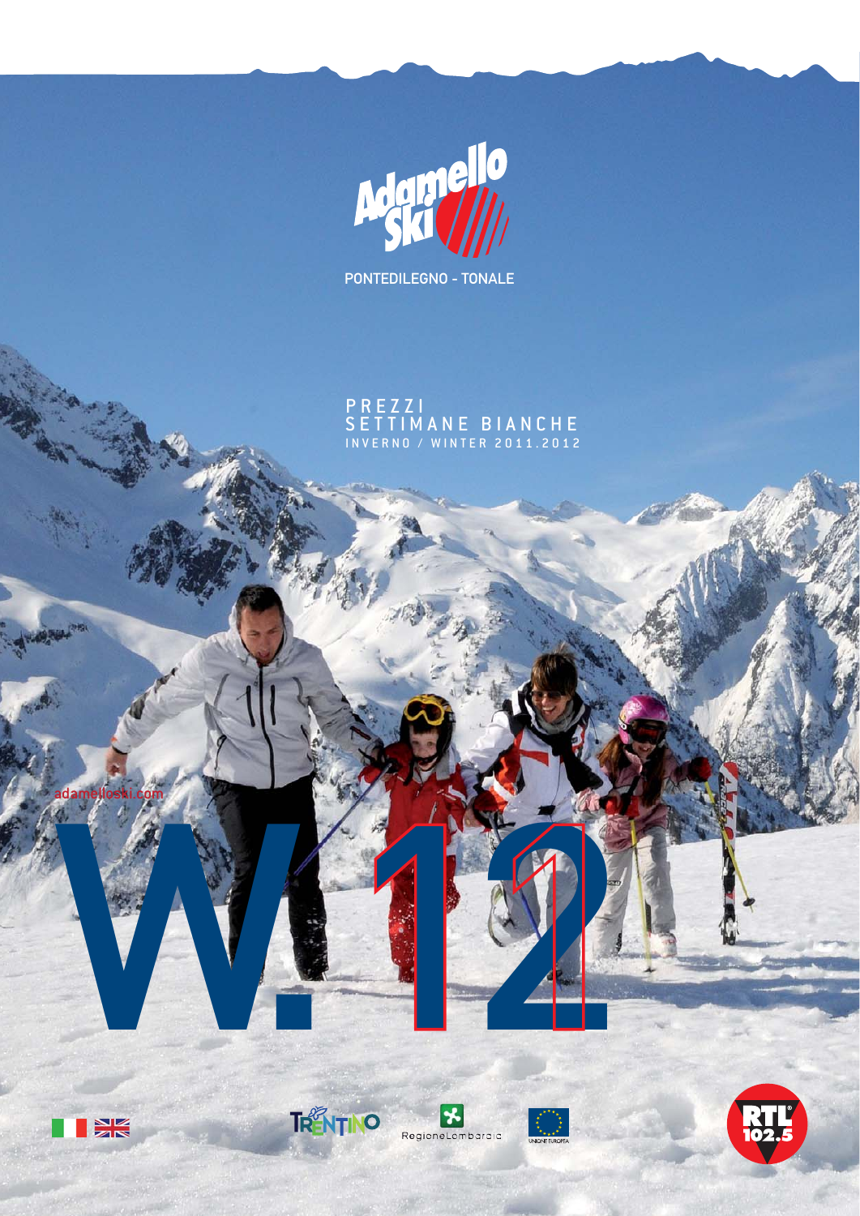Adamello Ski

PONTEDILEGNO - TONALE

# PREZZI SETTIMANE BIANCHE

INVERNO / WINTER 2011.2012

adamelloski.com

W.12

TRENTINO

RegioneLombardia

UNIONE EUROPEA

RTL 102.5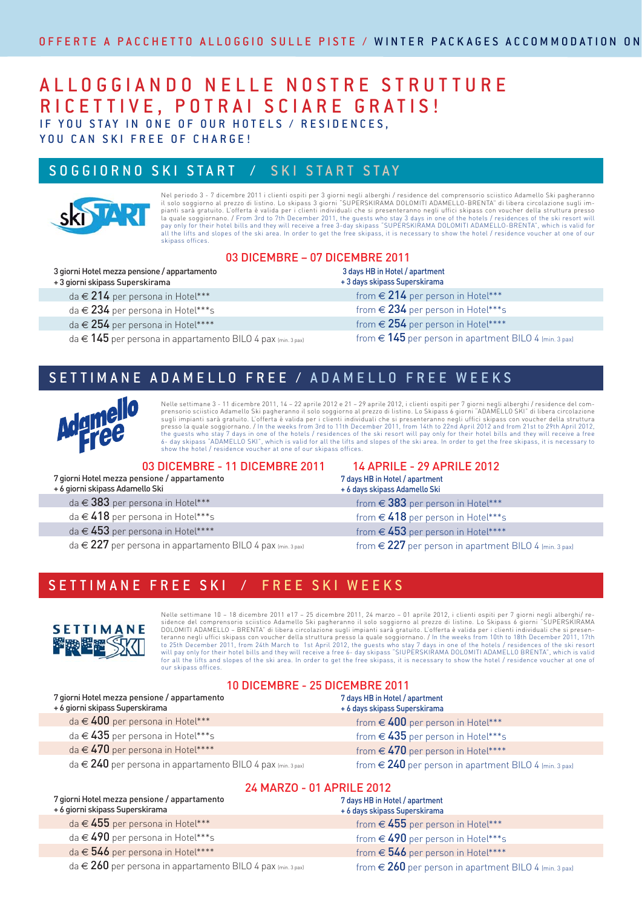OFFERTE A PACCHETTO ALLOGGIO SULLE PISTE / WINTER PACKAGES ACCOMMODATION ON

# ALLOGGIANDO NELLE NOSTRE STRUTTURE RICETTIVE, POTRAI SCIARE GRATIS!

IF YOU STAY IN ONE OF OUR HOTELS / RESIDENCES, YOU CAN SKI FREE OF CHARGE!

## SOGGIORNO SKI START / SKI START STAY

Nel periodo 3 - 7 dicembre 2011 i clienti ospiti per 3 giorni negli alberghi / residence del comprensorio sciistico Adamello Ski pagheranno il solo soggiorno al prezzo di listino. Lo skipass 3 giorni "SUPERSKIRAMA DOLOMITI ADAMELLO-BRENTA" di libera circolazione sugli impianti sarà gratuito. L'offerta è valida per i clienti individuali che si presenteranno negli uffici skipass con voucher della struttura presso la quale soggiornano. / From 3rd to 7th December 2011, the guests who stay 3 days in one of the hotels / residences of the ski resort will pay only for their hotel bills and they will receive a free 3-day skipass "SUPERSKIRAMA DOLOMITI ADAMELLO-BRENTA", which is valid for all the lifts and slopes of the ski area. In order to get the free skipass, it is necessary to show the hotel / residence voucher at one of our skipass offices.

### 03 DICEMBRE – 07 DICEMBRE 2011

| 3 giorni Hotel mezza pensione / appartamento + 3 giorni skipass Superskirama | 3 days HB in Hotel / apartment + 3 days skipass Superskirama |
|---|---|
| da € 214 per persona in Hotel*** | from € 214 per person in Hotel*** |
| da € 234 per persona in Hotel***s | from € 234 per person in Hotel***s |
| da € 254 per persona in Hotel**** | from € 254 per person in Hotel**** |
| da € 145 per persona in appartamento BILO 4 pax (min. 3 pax) | from € 145 per person in apartment BILO 4 (min. 3 pax) |

## SETTIMANE ADAMELLO FREE / ADAMELLO FREE WEEKS

Nelle settimane 3 - 11 dicembre 2011, 14 – 22 aprile 2012 e 21 – 29 aprile 2012, i clienti ospiti per 7 giorni negli alberghi / residence del comprensorio sciistico Adamello Ski pagheranno il solo soggiorno al prezzo di listino. Lo Skipass 6 giorni "ADAMELLO SKI" di libera circolazione sugli impianti sarà gratuito. L'offerta è valida per i clienti individuali che si presenteranno negli uffici skipass con voucher della struttura presso la quale soggiornano. / In the weeks from 3rd to 11th December 2011, from 14th to 22nd April 2012 and from 21st to 29th April 2012, the guests who stay 7 days in one of the hotels / residences of the ski resort will pay only for their hotel bills and they will receive a free 6- day skipass "ADAMELLO SKI", which is valid for all the lifts and slopes of the ski area. In order to get the free skipass, it is necessary to show the hotel / residence voucher at one of our skipass offices.

### 03 DICEMBRE - 11 DICEMBRE 2011 — 14 APRILE - 29 APRILE 2012

| 7 giorni Hotel mezza pensione / appartamento + 6 giorni skipass Adamello Ski | 7 days HB in Hotel / apartment + 6 days skipass Adamello Ski |
|---|---|
| da € 383 per persona in Hotel*** | from € 383 per person in Hotel*** |
| da € 418 per persona in Hotel***s | from € 418 per person in Hotel***s |
| da € 453 per persona in Hotel**** | from € 453 per person in Hotel**** |
| da € 227 per persona in appartamento BILO 4 pax (min. 3 pax) | from € 227 per person in apartment BILO 4 (min. 3 pax) |

## SETTIMANE FREE SKI / FREE SKI WEEKS

Nelle settimane 10 – 18 dicembre 2011 e17 – 25 dicembre 2011, 24 marzo – 01 aprile 2012, i clienti ospiti per 7 giorni negli alberghi/ residence del comprensorio sciistico Adamello Ski pagheranno il solo soggiorno al prezzo di listino. Lo Skipass 6 giorni "SUPERSKIRAMA DOLOMITI ADAMELLO – BRENTA" di libera circolazione sugli impianti sarà gratuito. L'offerta è valida per i clienti individuali che si presenteranno negli uffici skipass con voucher della struttura presso la quale soggiornano. / In the weeks from 10th to 18th December 2011, 17th to 25th December 2011, from 24th March to 1st April 2012, the guests who stay 7 days in one of the hotels / residences of the ski resort will pay only for their hotel bills and they will receive a free 6- day skipass "SUPERSKIRAMA DOLOMITI ADAMELLO BRENTA", which is valid for all the lifts and slopes of the ski area. In order to get the free skipass, it is necessary to show the hotel / residence voucher at one of our skipass offices.

### 10 DICEMBRE - 25 DICEMBRE 2011

| 7 giorni Hotel mezza pensione / appartamento + 6 giorni skipass Superskirama | 7 days HB in Hotel / apartment + 6 days skipass Superskirama |
|---|---|
| da € 400 per persona in Hotel*** | from € 400 per person in Hotel*** |
| da € 435 per persona in Hotel***s | from € 435 per person in Hotel***s |
| da € 470 per persona in Hotel**** | from € 470 per person in Hotel**** |
| da € 240 per persona in appartamento BILO 4 pax (min. 3 pax) | from € 240 per person in apartment BILO 4 (min. 3 pax) |

### 24 MARZO - 01 APRILE 2012

| 7 giorni Hotel mezza pensione / appartamento + 6 giorni skipass Superskirama | 7 days HB in Hotel / apartment + 6 days skipass Superskirama |
|---|---|
| da € 455 per persona in Hotel*** | from € 455 per person in Hotel*** |
| da € 490 per persona in Hotel***s | from € 490 per person in Hotel***s |
| da € 546 per persona in Hotel**** | from € 546 per person in Hotel**** |
| da € 260 per persona in appartamento BILO 4 pax (min. 3 pax) | from € 260 per person in apartment BILO 4 (min. 3 pax) |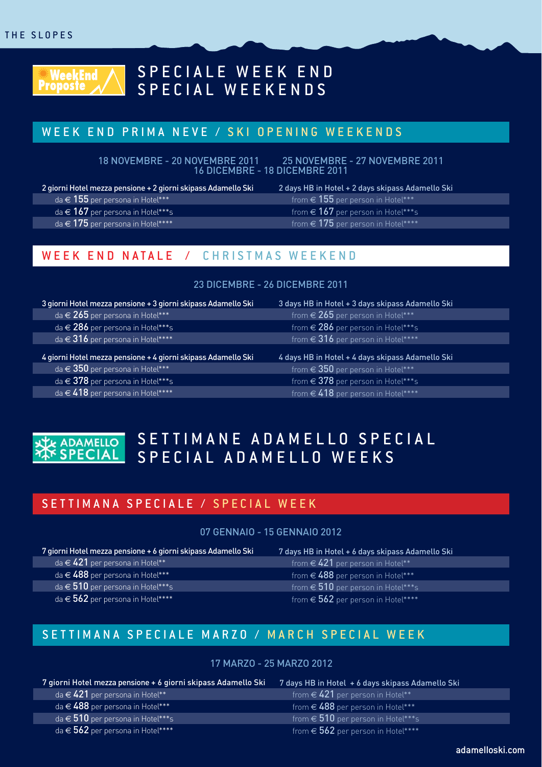THE SLOPES

WeekEnd Proposte

# SPECIALE WEEK END
# SPECIAL WEEKENDS

## WEEK END PRIMA NEVE / SKI OPENING WEEKENDS

18 NOVEMBRE - 20 NOVEMBRE 2011 25 NOVEMBRE - 27 NOVEMBRE 2011
16 DICEMBRE - 18 DICEMBRE 2011

| 2 giorni Hotel mezza pensione + 2 giorni skipass Adamello Ski | 2 days HB in Hotel + 2 days skipass Adamello Ski |
|---|---|
| da € 155 per persona in Hotel*** | from € 155 per person in Hotel*** |
| da € 167 per persona in Hotel***s | from € 167 per person in Hotel***s |
| da € 175 per persona in Hotel**** | from € 175 per person in Hotel**** |

## WEEK END NATALE / CHRISTMAS WEEKEND

23 DICEMBRE - 26 DICEMBRE 2011

| 3 giorni Hotel mezza pensione + 3 giorni skipass Adamello Ski | 3 days HB in Hotel + 3 days skipass Adamello Ski |
|---|---|
| da € 265 per persona in Hotel*** | from € 265 per person in Hotel*** |
| da € 286 per persona in Hotel***s | from € 286 per person in Hotel***s |
| da € 316 per persona in Hotel**** | from € 316 per person in Hotel**** |

| 4 giorni Hotel mezza pensione + 4 giorni skipass Adamello Ski | 4 days HB in Hotel + 4 days skipass Adamello Ski |
|---|---|
| da € 350 per persona in Hotel*** | from € 350 per person in Hotel*** |
| da € 378 per persona in Hotel***s | from € 378 per person in Hotel***s |
| da € 418 per persona in Hotel**** | from € 418 per person in Hotel**** |

ADAMELLO SPECIAL

# SETTIMANE ADAMELLO SPECIAL
# SPECIAL ADAMELLO WEEKS

## SETTIMANA SPECIALE / SPECIAL WEEK

07 GENNAIO - 15 GENNAIO 2012

| 7 giorni Hotel mezza pensione + 6 giorni skipass Adamello Ski | 7 days HB in Hotel + 6 days skipass Adamello Ski |
|---|---|
| da € 421 per persona in Hotel** | from € 421 per person in Hotel** |
| da € 488 per persona in Hotel*** | from € 488 per person in Hotel*** |
| da € 510 per persona in Hotel***s | from € 510 per person in Hotel***s |
| da € 562 per persona in Hotel**** | from € 562 per person in Hotel**** |

## SETTIMANA SPECIALE MARZO / MARCH SPECIAL WEEK

17 MARZO - 25 MARZO 2012

| 7 giorni Hotel mezza pensione + 6 giorni skipass Adamello Ski | 7 days HB in Hotel + 6 days skipass Adamello Ski |
|---|---|
| da € 421 per persona in Hotel** | from € 421 per person in Hotel** |
| da € 488 per persona in Hotel*** | from € 488 per person in Hotel*** |
| da € 510 per persona in Hotel***s | from € 510 per person in Hotel***s |
| da € 562 per persona in Hotel**** | from € 562 per person in Hotel**** |

adamelloski.com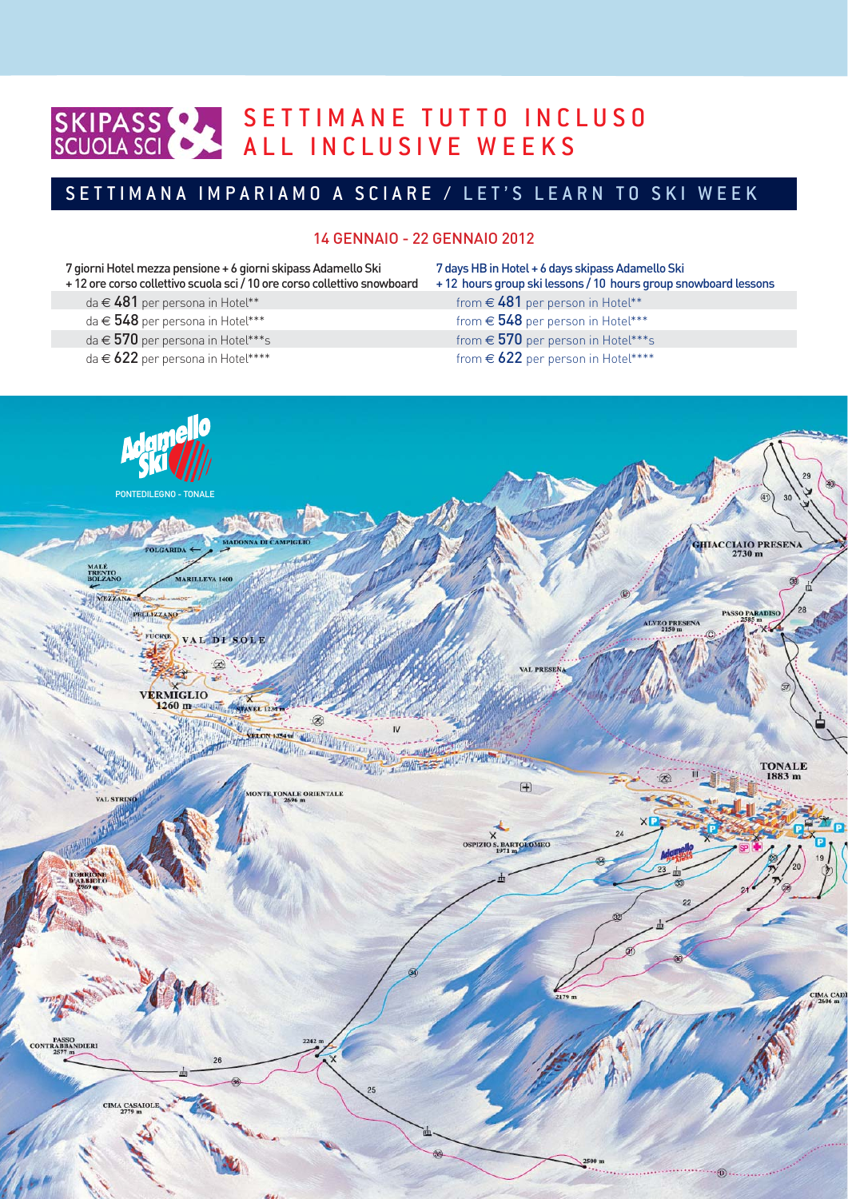# SKIPASS & SCUOLA SCI

# SETTIMANE TUTTO INCLUSO
# ALL INCLUSIVE WEEKS

## SETTIMANA IMPARIAMO A SCIARE / LET'S LEARN TO SKI WEEK

### 14 GENNAIO - 22 GENNAIO 2012

| 7 giorni Hotel mezza pensione + 6 giorni skipass Adamello Ski + 12 ore corso collettivo scuola sci / 10 ore corso collettivo snowboard | 7 days HB in Hotel + 6 days skipass Adamello Ski + 12 hours group ski lessons / 10 hours group snowboard lessons |
|---|---|
| da € **481** per persona in Hotel** | from € **481** per person in Hotel** |
| da € **548** per persona in Hotel*** | from € **548** per person in Hotel*** |
| da € **570** per persona in Hotel***s | from € **570** per person in Hotel***s |
| da € **622** per persona in Hotel**** | from € **622** per person in Hotel**** |

Adamello Ski

PONTEDILEGNO - TONALE

FOLGARIDA
MADONNA DI CAMPIGLIO
MALÈ
TRENTO
BOLZANO
MARILLEVA 1400
MEZZANA
PELLIZZANO
FUCINE
VAL DI SOLE
VERMIGLIO 1260 m
STAVEL 1254 m
VELON 1354 m
VAL PRESENA
ALVEO PRESENA 2150 m
PASSO PARADISO 2585 m
GHIACCIAIO PRESENA 2730 m
TONALE 1883 m
MONTE TONALE ORIENTALE 2696 m
VAL STRINO
OSPIZIO S. BARTOLOMEO 1971 m
TORRIONE D'ALBIOLO 2969 m
PASSO CONTRABBANDIERI 2577 m
CIMA CASAIOLE 2779 m
2242 m
2179 m
2500 m
CIMA CADI 2606 m